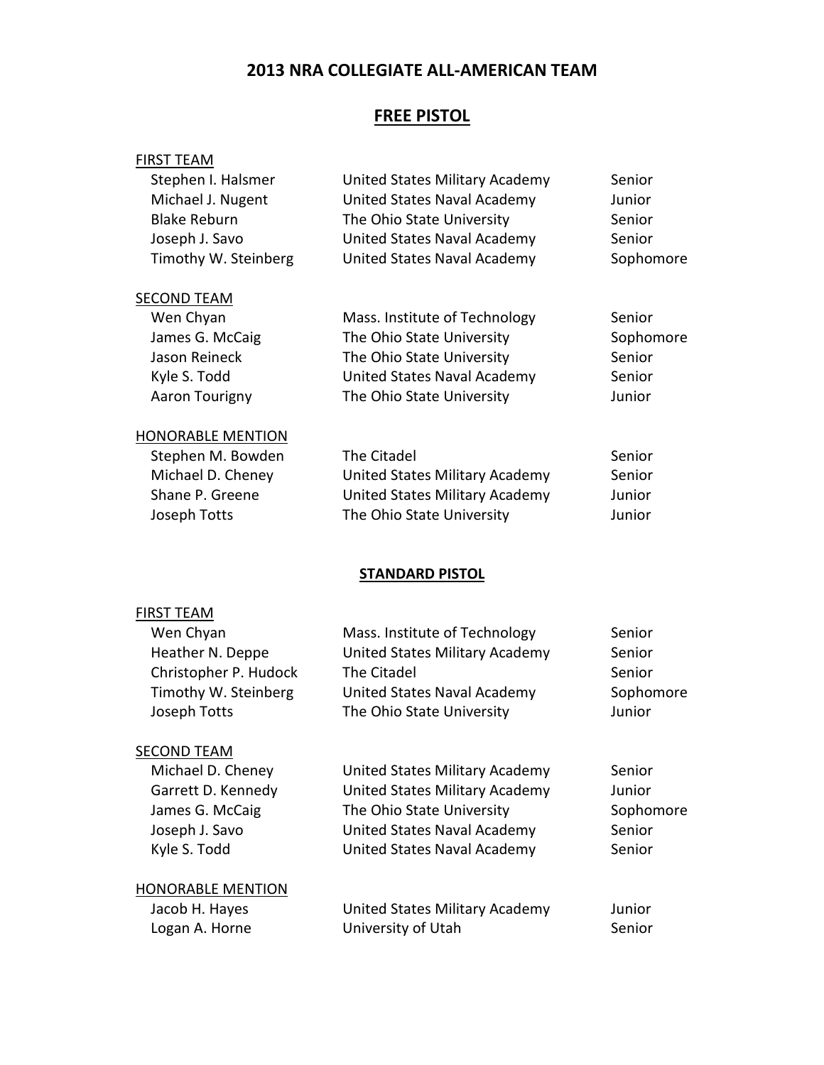# 2013 NRA COLLEGIATE ALL-AMERICAN TEAM

## FREE PISTOL

### FIRST TEAM

| Name | School | Class |
|---|---|---|
| Stephen I. Halsmer | United States Military Academy | Senior |
| Michael J. Nugent | United States Naval Academy | Junior |
| Blake Reburn | The Ohio State University | Senior |
| Joseph J. Savo | United States Naval Academy | Senior |
| Timothy W. Steinberg | United States Naval Academy | Sophomore |

### SECOND TEAM

| Name | School | Class |
|---|---|---|
| Wen Chyan | Mass. Institute of Technology | Senior |
| James G. McCaig | The Ohio State University | Sophomore |
| Jason Reineck | The Ohio State University | Senior |
| Kyle S. Todd | United States Naval Academy | Senior |
| Aaron Tourigny | The Ohio State University | Junior |

### HONORABLE MENTION

| Name | School | Class |
|---|---|---|
| Stephen M. Bowden | The Citadel | Senior |
| Michael D. Cheney | United States Military Academy | Senior |
| Shane P. Greene | United States Military Academy | Junior |
| Joseph Totts | The Ohio State University | Junior |

## STANDARD PISTOL

### FIRST TEAM

| Name | School | Class |
|---|---|---|
| Wen Chyan | Mass. Institute of Technology | Senior |
| Heather N. Deppe | United States Military Academy | Senior |
| Christopher P. Hudock | The Citadel | Senior |
| Timothy W. Steinberg | United States Naval Academy | Sophomore |
| Joseph Totts | The Ohio State University | Junior |

### SECOND TEAM

| Name | School | Class |
|---|---|---|
| Michael D. Cheney | United States Military Academy | Senior |
| Garrett D. Kennedy | United States Military Academy | Junior |
| James G. McCaig | The Ohio State University | Sophomore |
| Joseph J. Savo | United States Naval Academy | Senior |
| Kyle S. Todd | United States Naval Academy | Senior |

### HONORABLE MENTION

| Name | School | Class |
|---|---|---|
| Jacob H. Hayes | United States Military Academy | Junior |
| Logan A. Horne | University of Utah | Senior |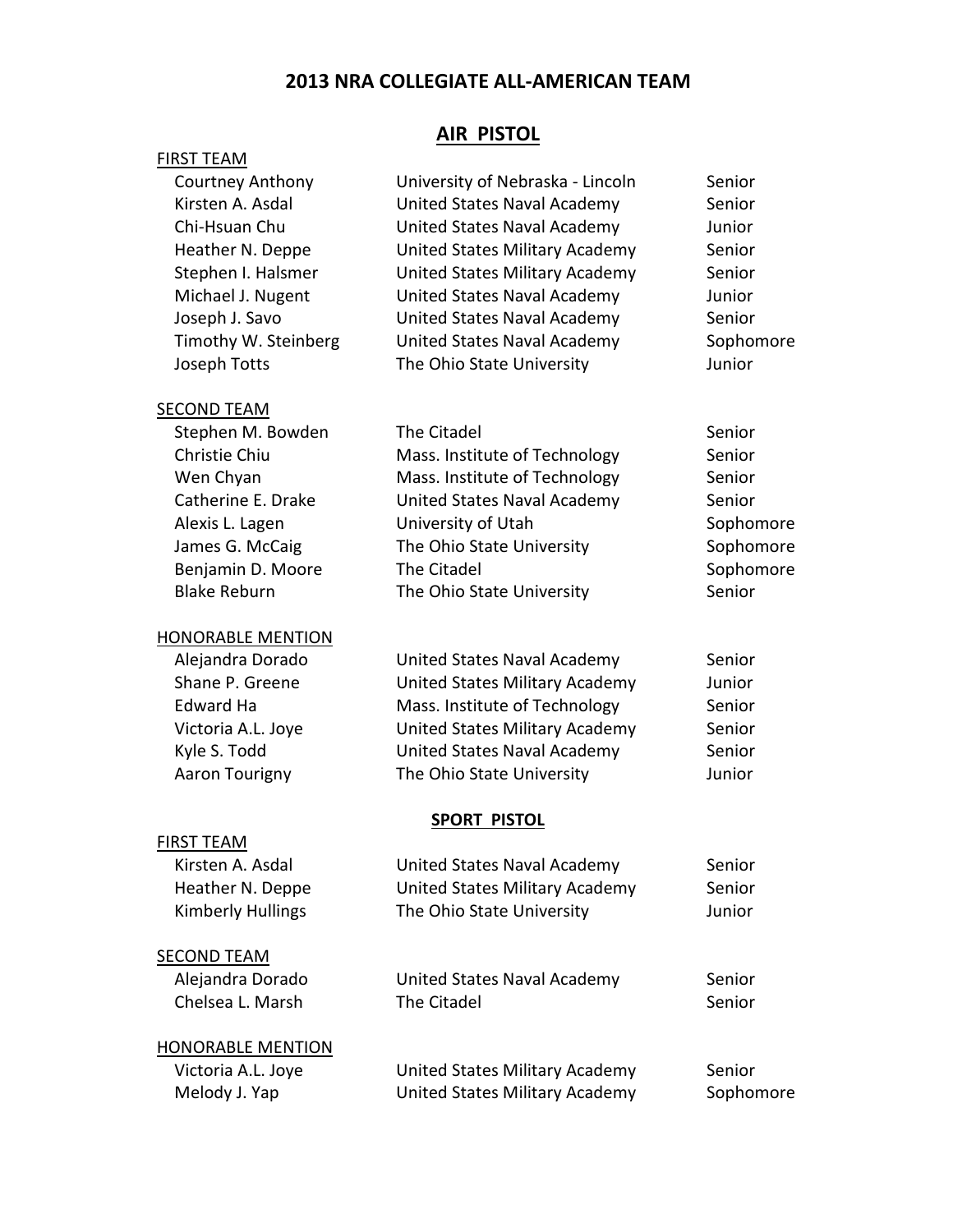# 2013 NRA COLLEGIATE ALL-AMERICAN TEAM

## AIR PISTOL

### FIRST TEAM

| Name | School | Class |
|---|---|---|
| Courtney Anthony | University of Nebraska - Lincoln | Senior |
| Kirsten A. Asdal | United States Naval Academy | Senior |
| Chi-Hsuan Chu | United States Naval Academy | Junior |
| Heather N. Deppe | United States Military Academy | Senior |
| Stephen I. Halsmer | United States Military Academy | Senior |
| Michael J. Nugent | United States Naval Academy | Junior |
| Joseph J. Savo | United States Naval Academy | Senior |
| Timothy W. Steinberg | United States Naval Academy | Sophomore |
| Joseph Totts | The Ohio State University | Junior |

### SECOND TEAM

| Name | School | Class |
|---|---|---|
| Stephen M. Bowden | The Citadel | Senior |
| Christie Chiu | Mass. Institute of Technology | Senior |
| Wen Chyan | Mass. Institute of Technology | Senior |
| Catherine E. Drake | United States Naval Academy | Senior |
| Alexis L. Lagen | University of Utah | Sophomore |
| James G. McCaig | The Ohio State University | Sophomore |
| Benjamin D. Moore | The Citadel | Sophomore |
| Blake Reburn | The Ohio State University | Senior |

### HONORABLE MENTION

| Name | School | Class |
|---|---|---|
| Alejandra Dorado | United States Naval Academy | Senior |
| Shane P. Greene | United States Military Academy | Junior |
| Edward Ha | Mass. Institute of Technology | Senior |
| Victoria A.L. Joye | United States Military Academy | Senior |
| Kyle S. Todd | United States Naval Academy | Senior |
| Aaron Tourigny | The Ohio State University | Junior |

## SPORT PISTOL

### FIRST TEAM

| Name | School | Class |
|---|---|---|
| Kirsten A. Asdal | United States Naval Academy | Senior |
| Heather N. Deppe | United States Military Academy | Senior |
| Kimberly Hullings | The Ohio State University | Junior |

### SECOND TEAM

| Name | School | Class |
|---|---|---|
| Alejandra Dorado | United States Naval Academy | Senior |
| Chelsea L. Marsh | The Citadel | Senior |

### HONORABLE MENTION

| Name | School | Class |
|---|---|---|
| Victoria A.L. Joye | United States Military Academy | Senior |
| Melody J. Yap | United States Military Academy | Sophomore |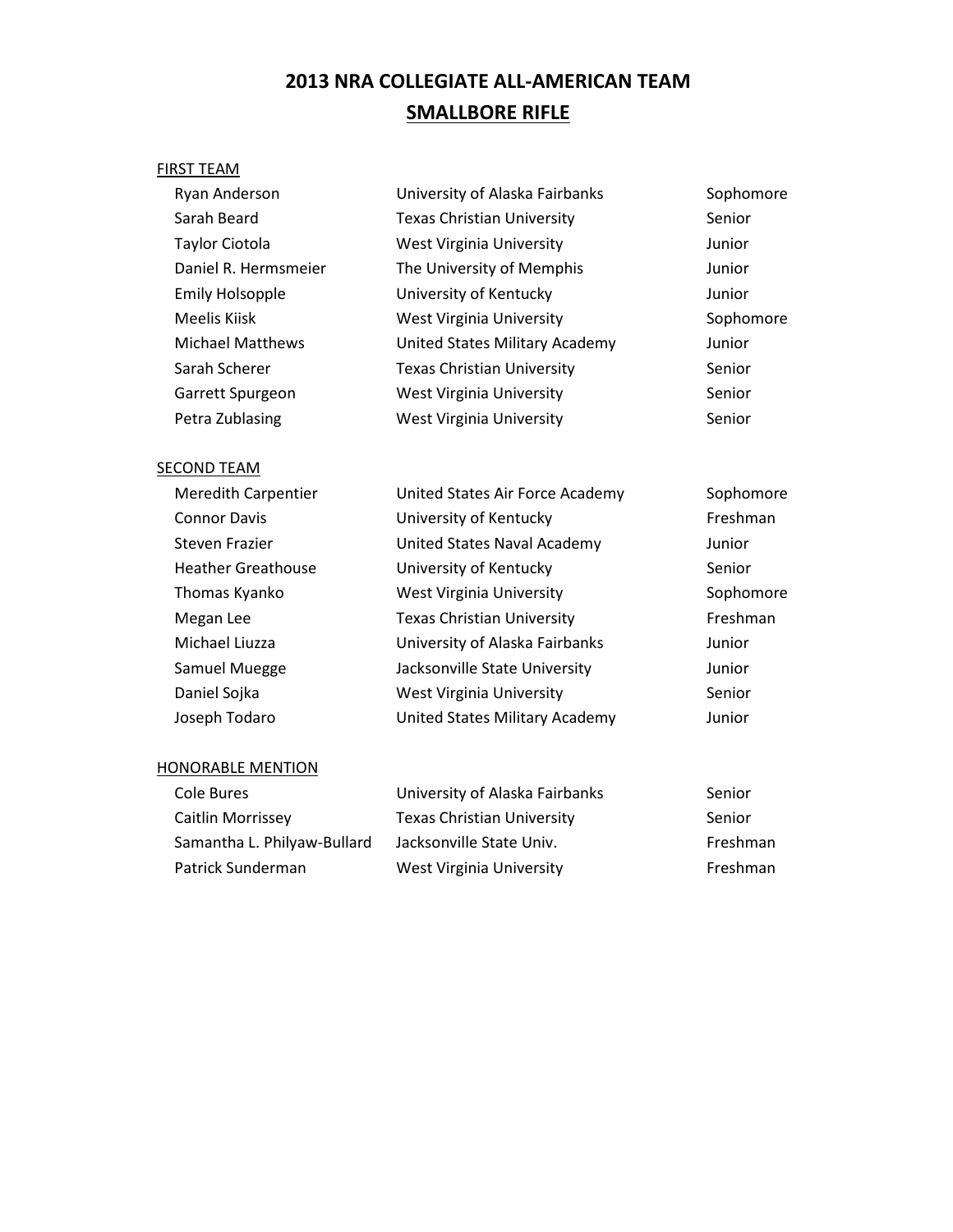# 2013 NRA COLLEGIATE ALL-AMERICAN TEAM

## SMALLBORE RIFLE

### FIRST TEAM

| | | |
|---|---|---|
| Ryan Anderson | University of Alaska Fairbanks | Sophomore |
| Sarah Beard | Texas Christian University | Senior |
| Taylor Ciotola | West Virginia University | Junior |
| Daniel R. Hermsmeier | The University of Memphis | Junior |
| Emily Holsopple | University of Kentucky | Junior |
| Meelis Kiisk | West Virginia University | Sophomore |
| Michael Matthews | United States Military Academy | Junior |
| Sarah Scherer | Texas Christian University | Senior |
| Garrett Spurgeon | West Virginia University | Senior |
| Petra Zublasing | West Virginia University | Senior |

### SECOND TEAM

| | | |
|---|---|---|
| Meredith Carpentier | United States Air Force Academy | Sophomore |
| Connor Davis | University of Kentucky | Freshman |
| Steven Frazier | United States Naval Academy | Junior |
| Heather Greathouse | University of Kentucky | Senior |
| Thomas Kyanko | West Virginia University | Sophomore |
| Megan Lee | Texas Christian University | Freshman |
| Michael Liuzza | University of Alaska Fairbanks | Junior |
| Samuel Muegge | Jacksonville State University | Junior |
| Daniel Sojka | West Virginia University | Senior |
| Joseph Todaro | United States Military Academy | Junior |

### HONORABLE MENTION

| | | |
|---|---|---|
| Cole Bures | University of Alaska Fairbanks | Senior |
| Caitlin Morrissey | Texas Christian University | Senior |
| Samantha L. Philyaw-Bullard | Jacksonville State Univ. | Freshman |
| Patrick Sunderman | West Virginia University | Freshman |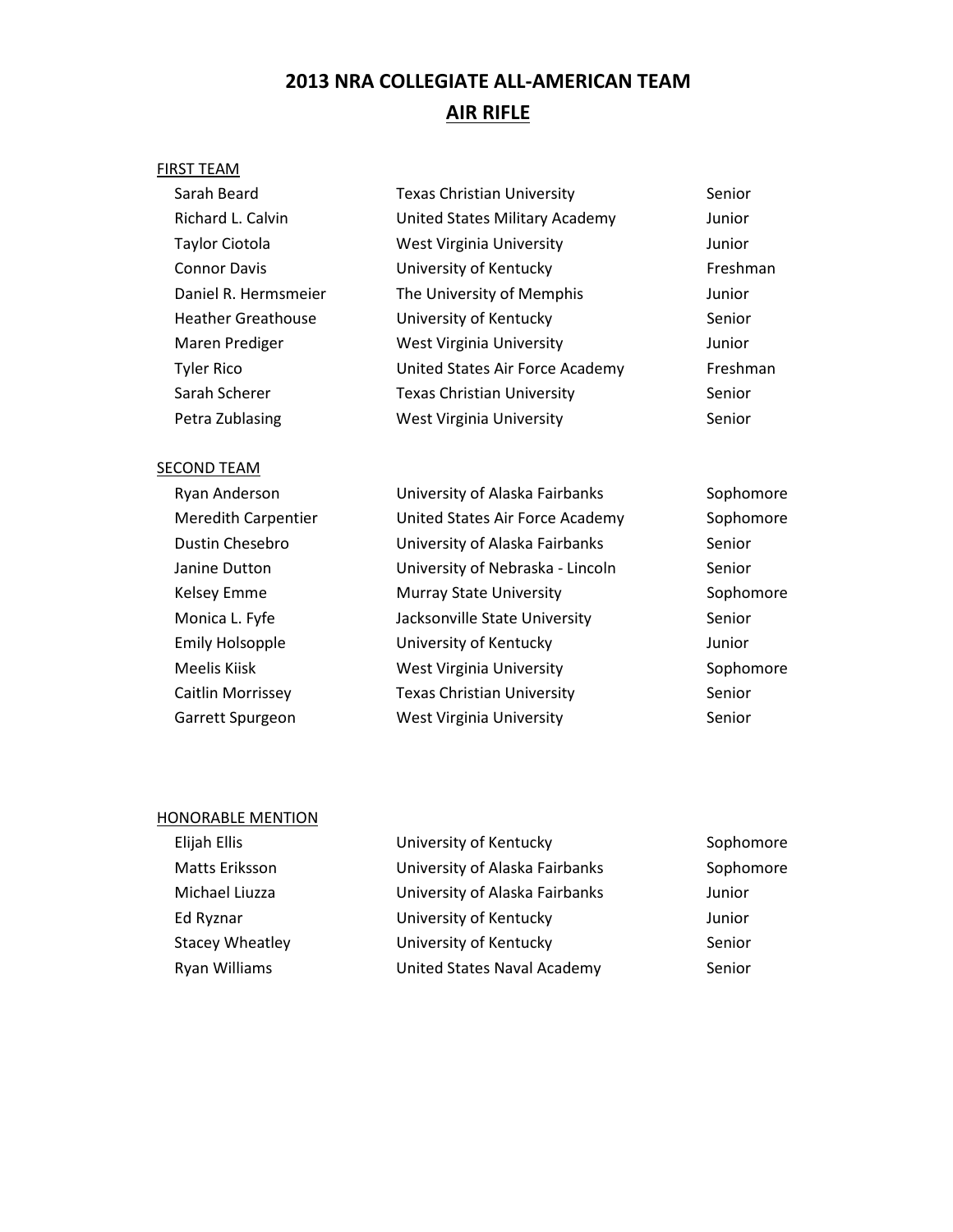# 2013 NRA COLLEGIATE ALL-AMERICAN TEAM

## AIR RIFLE

### FIRST TEAM

| Name | School | Class |
|---|---|---|
| Sarah Beard | Texas Christian University | Senior |
| Richard L. Calvin | United States Military Academy | Junior |
| Taylor Ciotola | West Virginia University | Junior |
| Connor Davis | University of Kentucky | Freshman |
| Daniel R. Hermsmeier | The University of Memphis | Junior |
| Heather Greathouse | University of Kentucky | Senior |
| Maren Prediger | West Virginia University | Junior |
| Tyler Rico | United States Air Force Academy | Freshman |
| Sarah Scherer | Texas Christian University | Senior |
| Petra Zublasing | West Virginia University | Senior |

### SECOND TEAM

| Name | School | Class |
|---|---|---|
| Ryan Anderson | University of Alaska Fairbanks | Sophomore |
| Meredith Carpentier | United States Air Force Academy | Sophomore |
| Dustin Chesebro | University of Alaska Fairbanks | Senior |
| Janine Dutton | University of Nebraska - Lincoln | Senior |
| Kelsey Emme | Murray State University | Sophomore |
| Monica L. Fyfe | Jacksonville State University | Senior |
| Emily Holsopple | University of Kentucky | Junior |
| Meelis Kiisk | West Virginia University | Sophomore |
| Caitlin Morrissey | Texas Christian University | Senior |
| Garrett Spurgeon | West Virginia University | Senior |

### HONORABLE MENTION

| Name | School | Class |
|---|---|---|
| Elijah Ellis | University of Kentucky | Sophomore |
| Matts Eriksson | University of Alaska Fairbanks | Sophomore |
| Michael Liuzza | University of Alaska Fairbanks | Junior |
| Ed Ryznar | University of Kentucky | Junior |
| Stacey Wheatley | University of Kentucky | Senior |
| Ryan Williams | United States Naval Academy | Senior |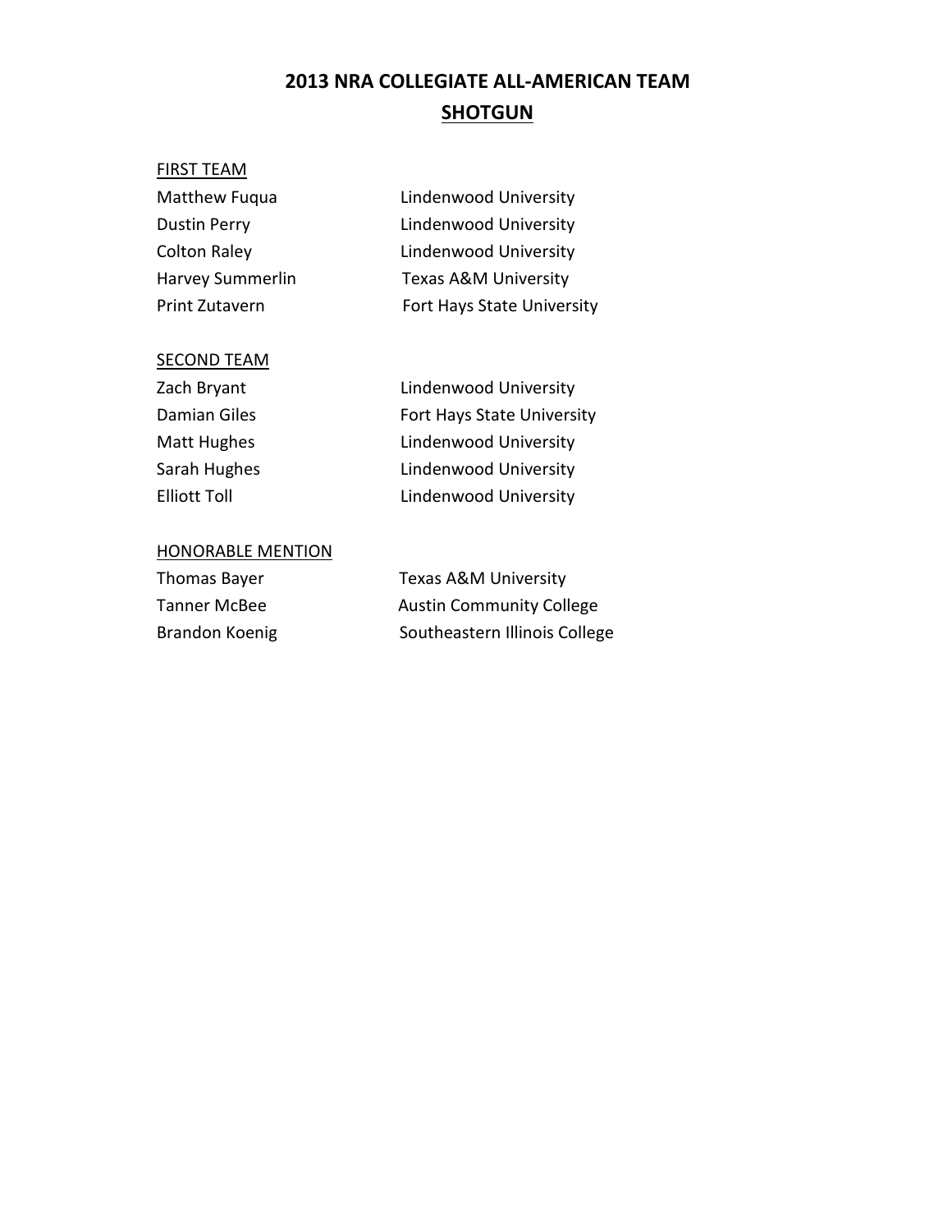# 2013 NRA COLLEGIATE ALL-AMERICAN TEAM

## SHOTGUN

### FIRST TEAM

| | |
|---|---|
| Matthew Fuqua | Lindenwood University |
| Dustin Perry | Lindenwood University |
| Colton Raley | Lindenwood University |
| Harvey Summerlin | Texas A&M University |
| Print Zutavern | Fort Hays State University |

### SECOND TEAM

| | |
|---|---|
| Zach Bryant | Lindenwood University |
| Damian Giles | Fort Hays State University |
| Matt Hughes | Lindenwood University |
| Sarah Hughes | Lindenwood University |
| Elliott Toll | Lindenwood University |

### HONORABLE MENTION

| | |
|---|---|
| Thomas Bayer | Texas A&M University |
| Tanner McBee | Austin Community College |
| Brandon Koenig | Southeastern Illinois College |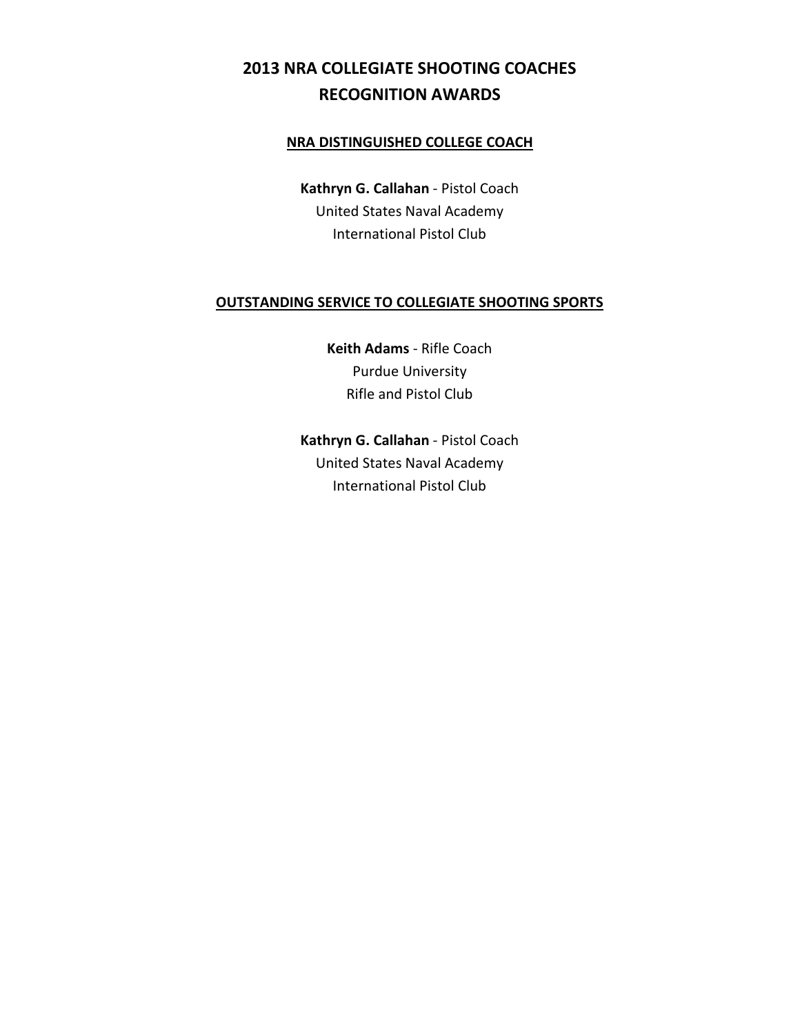# 2013 NRA COLLEGIATE SHOOTING COACHES RECOGNITION AWARDS

## NRA DISTINGUISHED COLLEGE COACH

**Kathryn G. Callahan** - Pistol Coach
United States Naval Academy
International Pistol Club

## OUTSTANDING SERVICE TO COLLEGIATE SHOOTING SPORTS

**Keith Adams** - Rifle Coach
Purdue University
Rifle and Pistol Club

**Kathryn G. Callahan** - Pistol Coach
United States Naval Academy
International Pistol Club